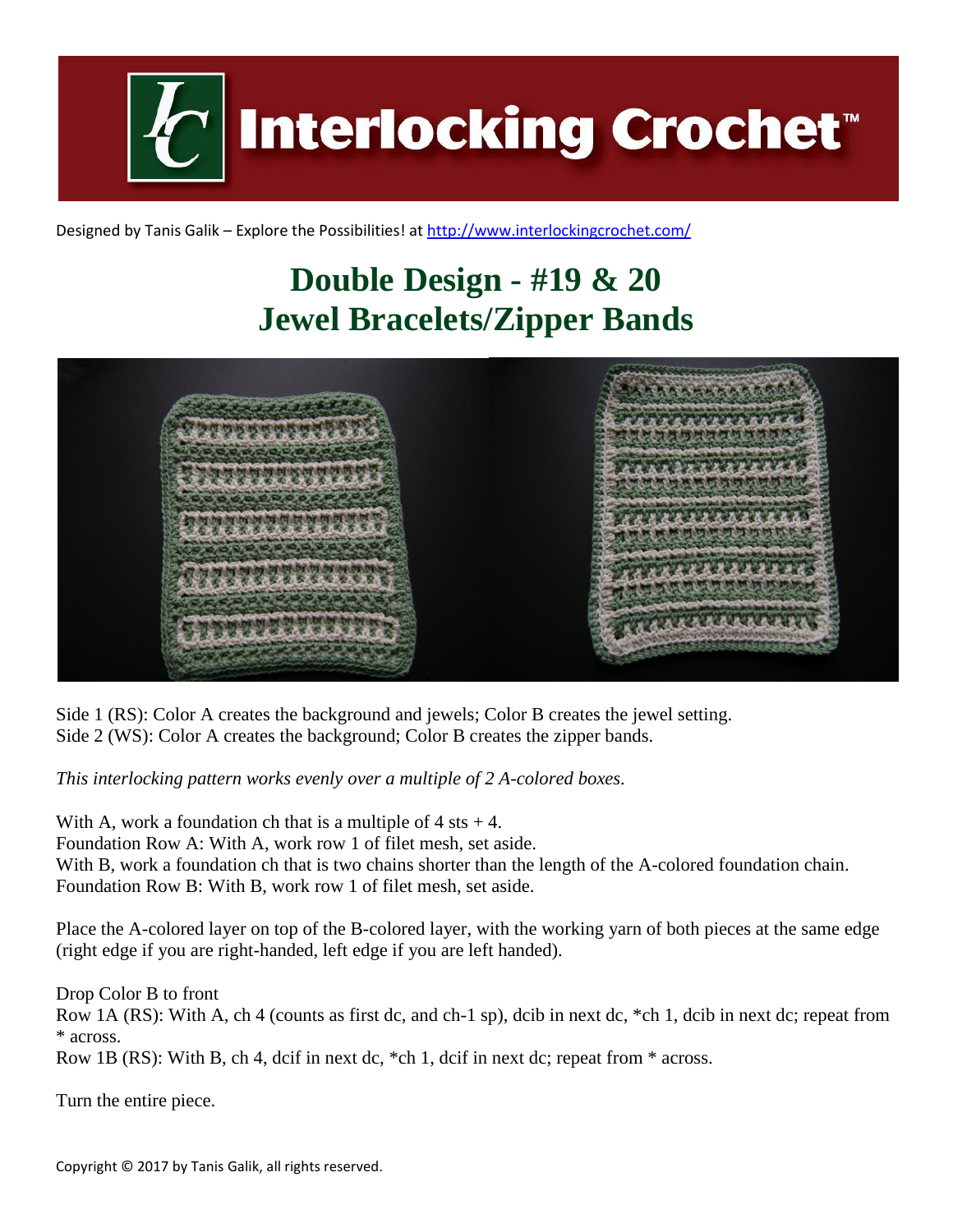# Interlocking Crochet™

Designed by Tanis Galik – Explore the Possibilities! at http://www.interlockingcrochet.com/

## Double Design - #19 & 20
## Jewel Bracelets/Zipper Bands

Side 1 (RS): Color A creates the background and jewels; Color B creates the jewel setting.
Side 2 (WS): Color A creates the background; Color B creates the zipper bands.

*This interlocking pattern works evenly over a multiple of 2 A-colored boxes.*

With A, work a foundation ch that is a multiple of 4 sts + 4.
Foundation Row A: With A, work row 1 of filet mesh, set aside.
With B, work a foundation ch that is two chains shorter than the length of the A-colored foundation chain.
Foundation Row B: With B, work row 1 of filet mesh, set aside.

Place the A-colored layer on top of the B-colored layer, with the working yarn of both pieces at the same edge (right edge if you are right-handed, left edge if you are left handed).

Drop Color B to front
Row 1A (RS): With A, ch 4 (counts as first dc, and ch-1 sp), dcib in next dc, *ch 1, dcib in next dc; repeat from * across.
Row 1B (RS): With B, ch 4, dcif in next dc, *ch 1, dcif in next dc; repeat from * across.

Turn the entire piece.

Copyright © 2017 by Tanis Galik, all rights reserved.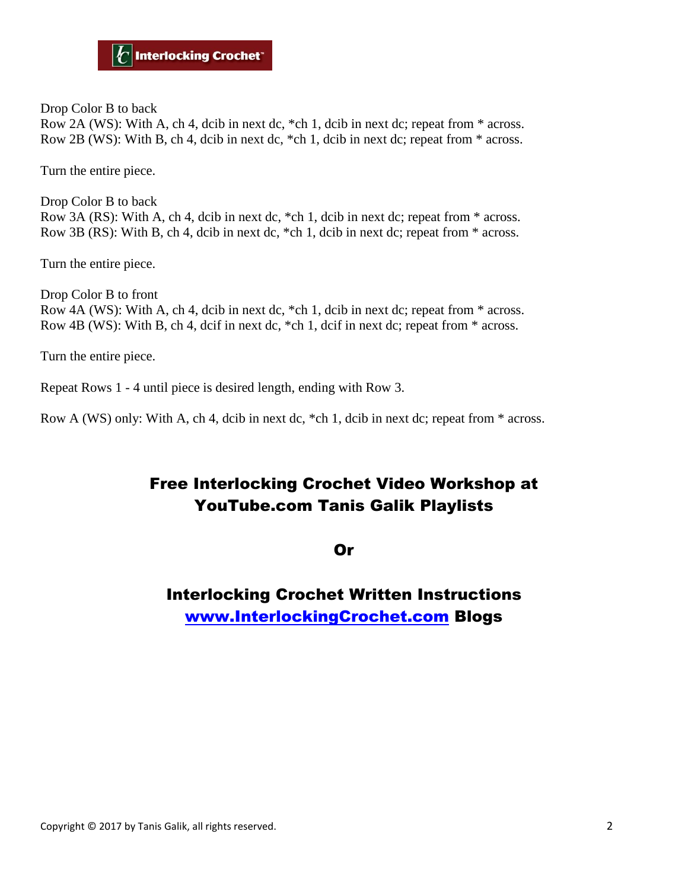Drop Color B to back
Row 2A (WS): With A, ch 4, dcib in next dc, *ch 1, dcib in next dc; repeat from * across.
Row 2B (WS): With B, ch 4, dcib in next dc, *ch 1, dcib in next dc; repeat from * across.

Turn the entire piece.

Drop Color B to back
Row 3A (RS): With A, ch 4, dcib in next dc, *ch 1, dcib in next dc; repeat from * across.
Row 3B (RS): With B, ch 4, dcib in next dc, *ch 1, dcib in next dc; repeat from * across.

Turn the entire piece.

Drop Color B to front
Row 4A (WS): With A, ch 4, dcib in next dc, *ch 1, dcib in next dc; repeat from * across.
Row 4B (WS): With B, ch 4, dcif in next dc, *ch 1, dcif in next dc; repeat from * across.

Turn the entire piece.

Repeat Rows 1 - 4 until piece is desired length, ending with Row 3.

Row A (WS) only: With A, ch 4, dcib in next dc, *ch 1, dcib in next dc; repeat from * across.

## Free Interlocking Crochet Video Workshop at YouTube.com Tanis Galik Playlists

## Or

## Interlocking Crochet Written Instructions [www.InterlockingCrochet.com](http://www.InterlockingCrochet.com) Blogs

Copyright © 2017 by Tanis Galik, all rights reserved.